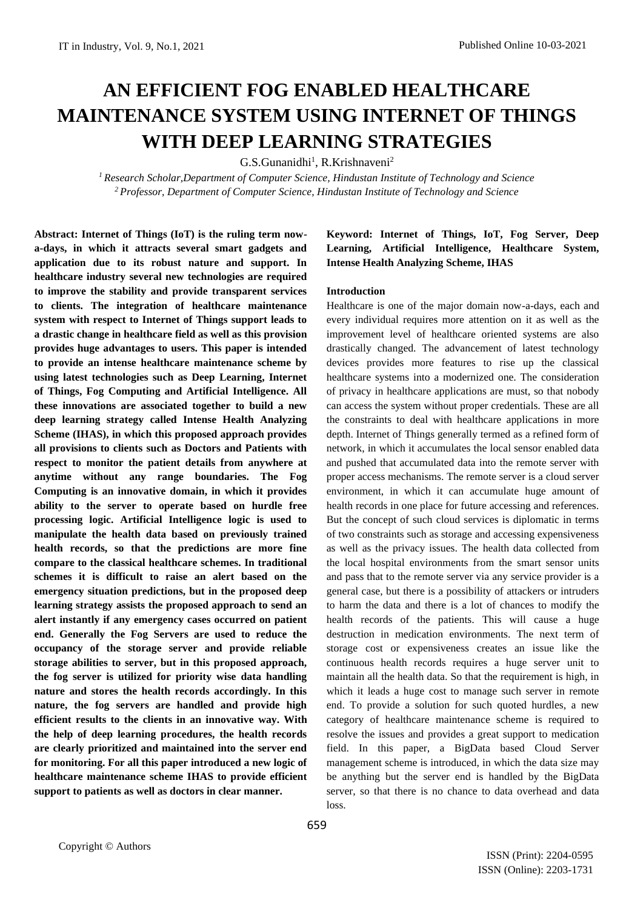# AN EFFICIENT FOG ENABLED HEALTHCARE MAINTENANCE SYSTEM USING INTERNET OF THINGS WITH DEEP LEARNING STRATEGIES

G.S.Gunanidhi[1], R.Krishnaveni[2]

*[1] Research Scholar,Department of Computer Science, Hindustan Institute of Technology and Science*
*[2] Professor, Department of Computer Science, Hindustan Institute of Technology and Science*

**Abstract: Internet of Things (IoT) is the ruling term now-a-days, in which it attracts several smart gadgets and application due to its robust nature and support. In healthcare industry several new technologies are required to improve the stability and provide transparent services to clients. The integration of healthcare maintenance system with respect to Internet of Things support leads to a drastic change in healthcare field as well as this provision provides huge advantages to users. This paper is intended to provide an intense healthcare maintenance scheme by using latest technologies such as Deep Learning, Internet of Things, Fog Computing and Artificial Intelligence. All these innovations are associated together to build a new deep learning strategy called Intense Health Analyzing Scheme (IHAS), in which this proposed approach provides all provisions to clients such as Doctors and Patients with respect to monitor the patient details from anywhere at anytime without any range boundaries. The Fog Computing is an innovative domain, in which it provides ability to the server to operate based on hurdle free processing logic. Artificial Intelligence logic is used to manipulate the health data based on previously trained health records, so that the predictions are more fine compare to the classical healthcare schemes. In traditional schemes it is difficult to raise an alert based on the emergency situation predictions, but in the proposed deep learning strategy assists the proposed approach to send an alert instantly if any emergency cases occurred on patient end. Generally the Fog Servers are used to reduce the occupancy of the storage server and provide reliable storage abilities to server, but in this proposed approach, the fog server is utilized for priority wise data handling nature and stores the health records accordingly. In this nature, the fog servers are handled and provide high efficient results to the clients in an innovative way. With the help of deep learning procedures, the health records are clearly prioritized and maintained into the server end for monitoring. For all this paper introduced a new logic of healthcare maintenance scheme IHAS to provide efficient support to patients as well as doctors in clear manner.**

**Keyword: Internet of Things, IoT, Fog Server, Deep Learning, Artificial Intelligence, Healthcare System, Intense Health Analyzing Scheme, IHAS**

## Introduction

Healthcare is one of the major domain now-a-days, each and every individual requires more attention on it as well as the improvement level of healthcare oriented systems are also drastically changed. The advancement of latest technology devices provides more features to rise up the classical healthcare systems into a modernized one. The consideration of privacy in healthcare applications are must, so that nobody can access the system without proper credentials. These are all the constraints to deal with healthcare applications in more depth. Internet of Things generally termed as a refined form of network, in which it accumulates the local sensor enabled data and pushed that accumulated data into the remote server with proper access mechanisms. The remote server is a cloud server environment, in which it can accumulate huge amount of health records in one place for future accessing and references. But the concept of such cloud services is diplomatic in terms of two constraints such as storage and accessing expensiveness as well as the privacy issues. The health data collected from the local hospital environments from the smart sensor units and pass that to the remote server via any service provider is a general case, but there is a possibility of attackers or intruders to harm the data and there is a lot of chances to modify the health records of the patients. This will cause a huge destruction in medication environments. The next term of storage cost or expensiveness creates an issue like the continuous health records requires a huge server unit to maintain all the health data. So that the requirement is high, in which it leads a huge cost to manage such server in remote end. To provide a solution for such quoted hurdles, a new category of healthcare maintenance scheme is required to resolve the issues and provides a great support to medication field. In this paper, a BigData based Cloud Server management scheme is introduced, in which the data size may be anything but the server end is handled by the BigData server, so that there is no chance to data overhead and data loss.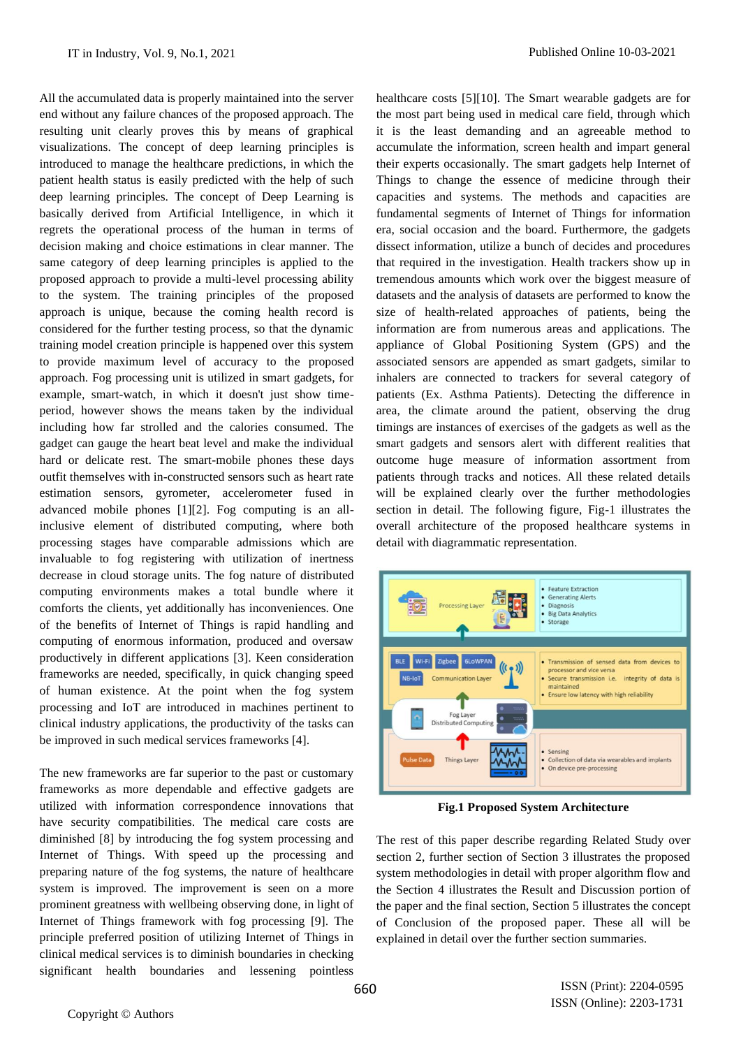All the accumulated data is properly maintained into the server end without any failure chances of the proposed approach. The resulting unit clearly proves this by means of graphical visualizations. The concept of deep learning principles is introduced to manage the healthcare predictions, in which the patient health status is easily predicted with the help of such deep learning principles. The concept of Deep Learning is basically derived from Artificial Intelligence, in which it regrets the operational process of the human in terms of decision making and choice estimations in clear manner. The same category of deep learning principles is applied to the proposed approach to provide a multi-level processing ability to the system. The training principles of the proposed approach is unique, because the coming health record is considered for the further testing process, so that the dynamic training model creation principle is happened over this system to provide maximum level of accuracy to the proposed approach. Fog processing unit is utilized in smart gadgets, for example, smart-watch, in which it doesn't just show time-period, however shows the means taken by the individual including how far strolled and the calories consumed. The gadget can gauge the heart beat level and make the individual hard or delicate rest. The smart-mobile phones these days outfit themselves with in-constructed sensors such as heart rate estimation sensors, gyrometer, accelerometer fused in advanced mobile phones [1][2]. Fog computing is an all-inclusive element of distributed computing, where both processing stages have comparable admissions which are invaluable to fog registering with utilization of inertness decrease in cloud storage units. The fog nature of distributed computing environments makes a total bundle where it comforts the clients, yet additionally has inconveniences. One of the benefits of Internet of Things is rapid handling and computing of enormous information, produced and oversaw productively in different applications [3]. Keen consideration frameworks are needed, specifically, in quick changing speed of human existence. At the point when the fog system processing and IoT are introduced in machines pertinent to clinical industry applications, the productivity of the tasks can be improved in such medical services frameworks [4].

The new frameworks are far superior to the past or customary frameworks as more dependable and effective gadgets are utilized with information correspondence innovations that have security compatibilities. The medical care costs are diminished [8] by introducing the fog system processing and Internet of Things. With speed up the processing and preparing nature of the fog systems, the nature of healthcare system is improved. The improvement is seen on a more prominent greatness with wellbeing observing done, in light of Internet of Things framework with fog processing [9]. The principle preferred position of utilizing Internet of Things in clinical medical services is to diminish boundaries in checking significant health boundaries and lessening pointless healthcare costs [5][10]. The Smart wearable gadgets are for the most part being used in medical care field, through which it is the least demanding and an agreeable method to accumulate the information, screen health and impart general their experts occasionally. The smart gadgets help Internet of Things to change the essence of medicine through their capacities and systems. The methods and capacities are fundamental segments of Internet of Things for information era, social occasion and the board. Furthermore, the gadgets dissect information, utilize a bunch of decides and procedures that required in the investigation. Health trackers show up in tremendous amounts which work over the biggest measure of datasets and the analysis of datasets are performed to know the size of health-related approaches of patients, being the information are from numerous areas and applications. The appliance of Global Positioning System (GPS) and the associated sensors are appended as smart gadgets, similar to inhalers are connected to trackers for several category of patients (Ex. Asthma Patients). Detecting the difference in area, the climate around the patient, observing the drug timings are instances of exercises of the gadgets as well as the smart gadgets and sensors alert with different realities that outcome huge measure of information assortment from patients through tracks and notices. All these related details will be explained clearly over the further methodologies section in detail. The following figure, Fig-1 illustrates the overall architecture of the proposed healthcare systems in detail with diagrammatic representation.

**Fig.1 Proposed System Architecture**

The rest of this paper describe regarding Related Study over section 2, further section of Section 3 illustrates the proposed system methodologies in detail with proper algorithm flow and the Section 4 illustrates the Result and Discussion portion of the paper and the final section, Section 5 illustrates the concept of Conclusion of the proposed paper. These all will be explained in detail over the further section summaries.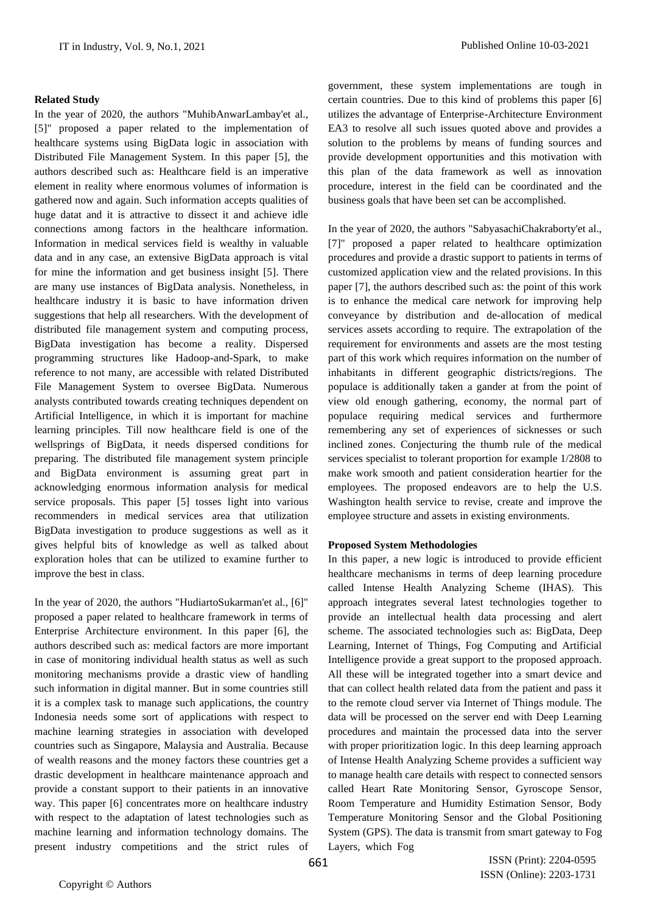### Related Study

In the year of 2020, the authors "MuhibAnwarLambay'et al., [5]" proposed a paper related to the implementation of healthcare systems using BigData logic in association with Distributed File Management System. In this paper [5], the authors described such as: Healthcare field is an imperative element in reality where enormous volumes of information is gathered now and again. Such information accepts qualities of huge datat and it is attractive to dissect it and achieve idle connections among factors in the healthcare information. Information in medical services field is wealthy in valuable data and in any case, an extensive BigData approach is vital for mine the information and get business insight [5]. There are many use instances of BigData analysis. Nonetheless, in healthcare industry it is basic to have information driven suggestions that help all researchers. With the development of distributed file management system and computing process, BigData investigation has become a reality. Dispersed programming structures like Hadoop-and-Spark, to make reference to not many, are accessible with related Distributed File Management System to oversee BigData. Numerous analysts contributed towards creating techniques dependent on Artificial Intelligence, in which it is important for machine learning principles. Till now healthcare field is one of the wellsprings of BigData, it needs dispersed conditions for preparing. The distributed file management system principle and BigData environment is assuming great part in acknowledging enormous information analysis for medical service proposals. This paper [5] tosses light into various recommenders in medical services area that utilization BigData investigation to produce suggestions as well as it gives helpful bits of knowledge as well as talked about exploration holes that can be utilized to examine further to improve the best in class.

In the year of 2020, the authors "HudiartoSukarman'et al., [6]" proposed a paper related to healthcare framework in terms of Enterprise Architecture environment. In this paper [6], the authors described such as: medical factors are more important in case of monitoring individual health status as well as such monitoring mechanisms provide a drastic view of handling such information in digital manner. But in some countries still it is a complex task to manage such applications, the country Indonesia needs some sort of applications with respect to machine learning strategies in association with developed countries such as Singapore, Malaysia and Australia. Because of wealth reasons and the money factors these countries get a drastic development in healthcare maintenance approach and provide a constant support to their patients in an innovative way. This paper [6] concentrates more on healthcare industry with respect to the adaptation of latest technologies such as machine learning and information technology domains. The present industry competitions and the strict rules of government, these system implementations are tough in certain countries. Due to this kind of problems this paper [6] utilizes the advantage of Enterprise-Architecture Environment EA3 to resolve all such issues quoted above and provides a solution to the problems by means of funding sources and provide development opportunities and this motivation with this plan of the data framework as well as innovation procedure, interest in the field can be coordinated and the business goals that have been set can be accomplished.

In the year of 2020, the authors "SabyasachiChakraborty'et al., [7]" proposed a paper related to healthcare optimization procedures and provide a drastic support to patients in terms of customized application view and the related provisions. In this paper [7], the authors described such as: the point of this work is to enhance the medical care network for improving help conveyance by distribution and de-allocation of medical services assets according to require. The extrapolation of the requirement for environments and assets are the most testing part of this work which requires information on the number of inhabitants in different geographic districts/regions. The populace is additionally taken a gander at from the point of view old enough gathering, economy, the normal part of populace requiring medical services and furthermore remembering any set of experiences of sicknesses or such inclined zones. Conjecturing the thumb rule of the medical services specialist to tolerant proportion for example 1/2808 to make work smooth and patient consideration heartier for the employees. The proposed endeavors are to help the U.S. Washington health service to revise, create and improve the employee structure and assets in existing environments.

### Proposed System Methodologies

In this paper, a new logic is introduced to provide efficient healthcare mechanisms in terms of deep learning procedure called Intense Health Analyzing Scheme (IHAS). This approach integrates several latest technologies together to provide an intellectual health data processing and alert scheme. The associated technologies such as: BigData, Deep Learning, Internet of Things, Fog Computing and Artificial Intelligence provide a great support to the proposed approach. All these will be integrated together into a smart device and that can collect health related data from the patient and pass it to the remote cloud server via Internet of Things module. The data will be processed on the server end with Deep Learning procedures and maintain the processed data into the server with proper prioritization logic. In this deep learning approach of Intense Health Analyzing Scheme provides a sufficient way to manage health care details with respect to connected sensors called Heart Rate Monitoring Sensor, Gyroscope Sensor, Room Temperature and Humidity Estimation Sensor, Body Temperature Monitoring Sensor and the Global Positioning System (GPS). The data is transmit from smart gateway to Fog Layers, which Fog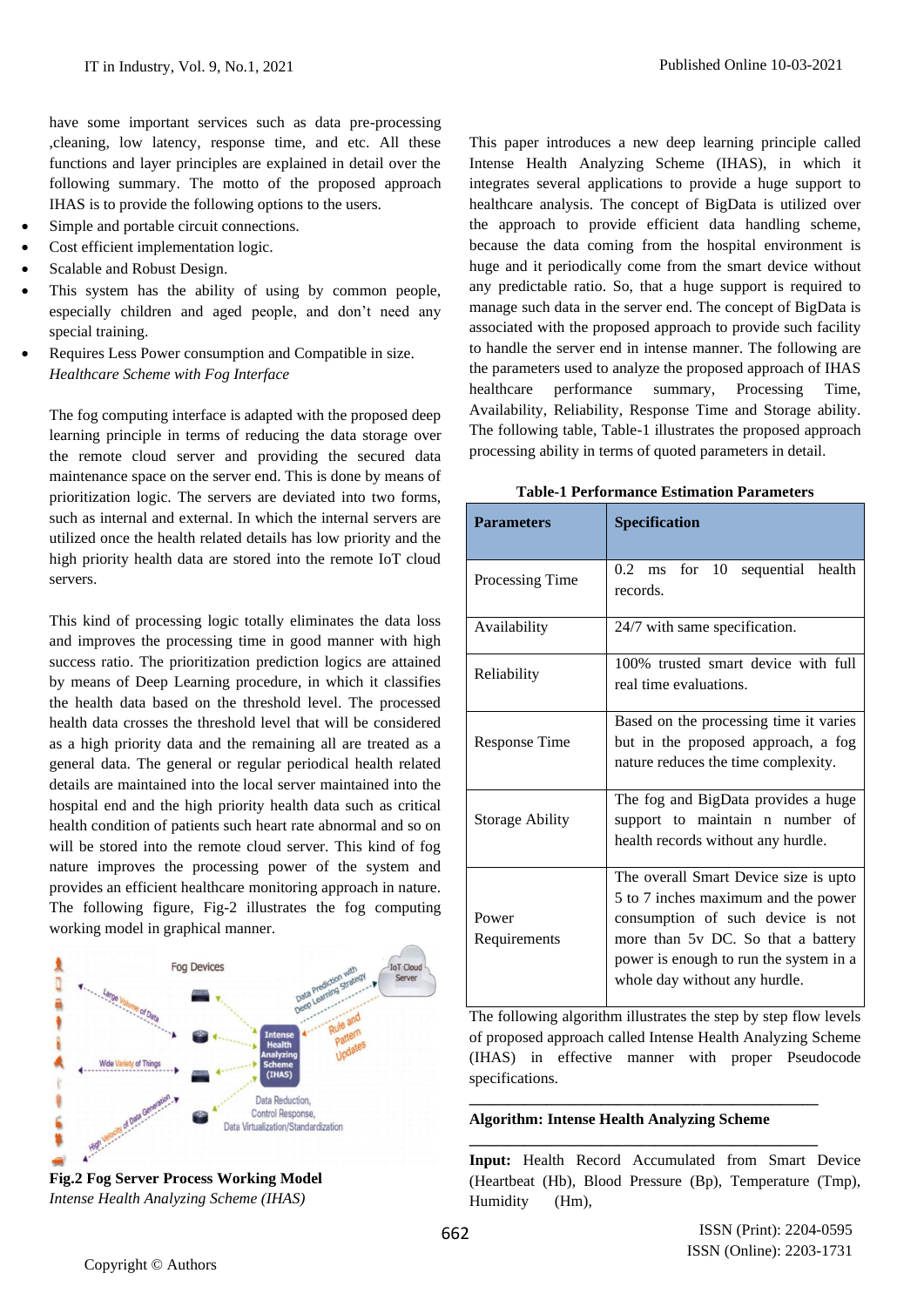have some important services such as data pre-processing ,cleaning, low latency, response time, and etc. All these functions and layer principles are explained in detail over the following summary. The motto of the proposed approach IHAS is to provide the following options to the users.

- Simple and portable circuit connections.
- Cost efficient implementation logic.
- Scalable and Robust Design.
- This system has the ability of using by common people, especially children and aged people, and don't need any special training.
- Requires Less Power consumption and Compatible in size.

*Healthcare Scheme with Fog Interface*

The fog computing interface is adapted with the proposed deep learning principle in terms of reducing the data storage over the remote cloud server and providing the secured data maintenance space on the server end. This is done by means of prioritization logic. The servers are deviated into two forms, such as internal and external. In which the internal servers are utilized once the health related details has low priority and the high priority health data are stored into the remote IoT cloud servers.

This kind of processing logic totally eliminates the data loss and improves the processing time in good manner with high success ratio. The prioritizing prediction logics are attained by means of Deep Learning procedure, in which it classifies the health data based on the threshold level. The processed health data crosses the threshold level that will be considered as a high priority data and the remaining all are treated as a general data. The general or regular periodical health related details are maintained into the local server maintained into the hospital end and the high priority health data such as critical health condition of patients such heart rate abnormal and so on will be stored into the remote cloud server. This kind of fog nature improves the processing power of the system and provides an efficient healthcare monitoring approach in nature. The following figure, Fig-2 illustrates the fog computing working model in graphical manner.

**Fig.2 Fog Server Process Working Model**

*Intense Health Analyzing Scheme (IHAS)*

This paper introduces a new deep learning principle called Intense Health Analyzing Scheme (IHAS), in which it integrates several applications to provide a huge support to healthcare analysis. The concept of BigData is utilized over the approach to provide efficient data handling scheme, because the data coming from the hospital environment is huge and it periodically come from the smart device without any predictable ratio. So, that a huge support is required to manage such data in the server end. The concept of BigData is associated with the proposed approach to provide such facility to handle the server end in intense manner. The following are the parameters used to analyze the proposed approach of IHAS healthcare performance summary, Processing Time, Availability, Reliability, Response Time and Storage ability. The following table, Table-1 illustrates the proposed approach processing ability in terms of quoted parameters in detail.

**Table-1 Performance Estimation Parameters**

| Parameters | Specification |
|---|---|
| Processing Time | 0.2 ms for 10 sequential health records. |
| Availability | 24/7 with same specification. |
| Reliability | 100% trusted smart device with full real time evaluations. |
| Response Time | Based on the processing time it varies but in the proposed approach, a fog nature reduces the time complexity. |
| Storage Ability | The fog and BigData provides a huge support to maintain n number of health records without any hurdle. |
| Power Requirements | The overall Smart Device size is upto 5 to 7 inches maximum and the power consumption of such device is not more than 5v DC. So that a battery power is enough to run the system in a whole day without any hurdle. |

The following algorithm illustrates the step by step flow levels of proposed approach called Intense Health Analyzing Scheme (IHAS) in effective manner with proper Pseudocode specifications.

---

**Algorithm: Intense Health Analyzing Scheme**

---

**Input:** Health Record Accumulated from Smart Device (Heartbeat (Hb), Blood Pressure (Bp), Temperature (Tmp), Humidity (Hm),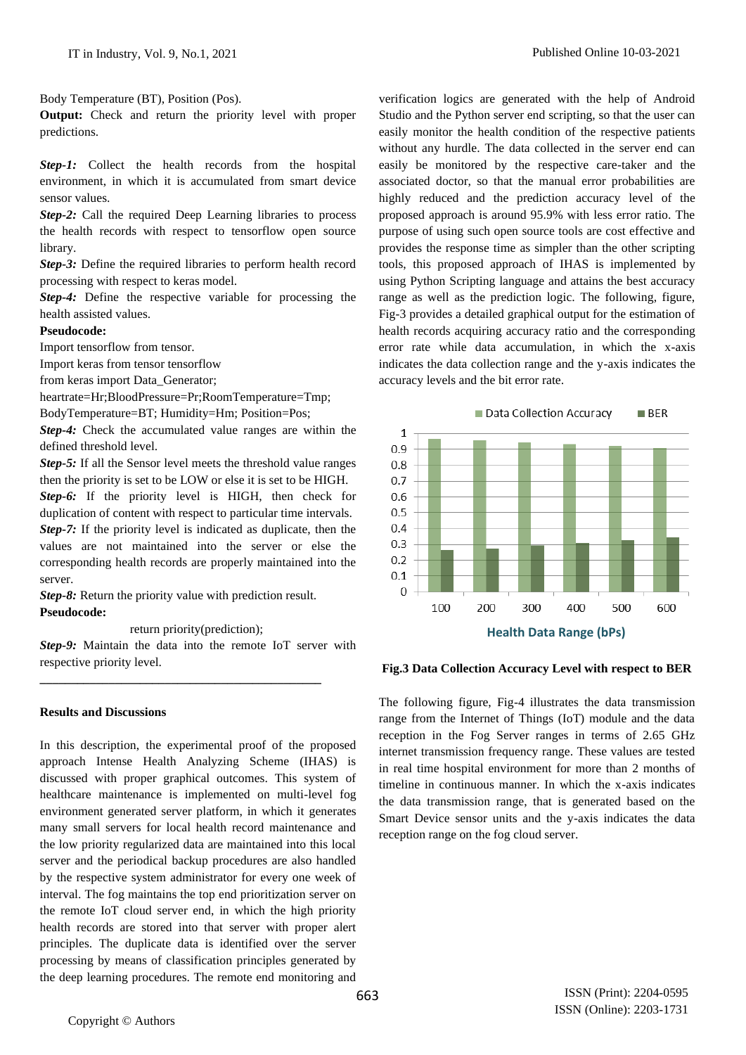Body Temperature (BT), Position (Pos).

**Output:** Check and return the priority level with proper predictions.

***Step-1:*** Collect the health records from the hospital environment, in which it is accumulated from smart device sensor values.

***Step-2:*** Call the required Deep Learning libraries to process the health records with respect to tensorflow open source library.

***Step-3:*** Define the required libraries to perform health record processing with respect to keras model.

***Step-4:*** Define the respective variable for processing the health assisted values.

**Pseudocode:**

Import tensorflow from tensor.

Import keras from tensor tensorflow

from keras import Data_Generator;

heartrate=Hr;BloodPressure=Pr;RoomTemperature=Tmp;

BodyTemperature=BT; Humidity=Hm; Position=Pos;

***Step-4:*** Check the accumulated value ranges are within the defined threshold level.

***Step-5:*** If all the Sensor level meets the threshold value ranges then the priority is set to be LOW or else it is set to be HIGH.

***Step-6:*** If the priority level is HIGH, then check for duplication of content with respect to particular time intervals.

***Step-7:*** If the priority level is indicated as duplicate, then the values are not maintained into the server or else the corresponding health records are properly maintained into the server.

***Step-8:*** Return the priority value with prediction result.

**Pseudocode:**

return priority(prediction);

***Step-9:*** Maintain the data into the remote IoT server with respective priority level.

---

**Results and Discussions**

In this description, the experimental proof of the proposed approach Intense Health Analyzing Scheme (IHAS) is discussed with proper graphical outcomes. This system of healthcare maintenance is implemented on multi-level fog environment generated server platform, in which it generates many small servers for local health record maintenance and the low priority regularized data are maintained into this local server and the periodical backup procedures are also handled by the respective system administrator for every one week of interval. The fog maintains the top end prioritization server on the remote IoT cloud server end, in which the high priority health records are stored into that server with proper alert principles. The duplicate data is identified over the server processing by means of classification principles generated by the deep learning procedures. The remote end monitoring and verification logics are generated with the help of Android Studio and the Python server end scripting, so that the user can easily monitor the health condition of the respective patients without any hurdle. The data collected in the server end can easily be monitored by the respective care-taker and the associated doctor, so that the manual error probabilities are highly reduced and the prediction accuracy level of the proposed approach is around 95.9% with less error ratio. The purpose of using such open source tools are cost effective and provides the response time as simpler than the other scripting tools, this proposed approach of IHAS is implemented by using Python Scripting language and attains the best accuracy range as well as the prediction logic. The following, figure, Fig-3 provides a detailed graphical output for the estimation of health records acquiring accuracy ratio and the corresponding error rate while data accumulation, in which the x-axis indicates the data collection range and the y-axis indicates the accuracy levels and the bit error rate.

**Fig.3 Data Collection Accuracy Level with respect to BER**

The following figure, Fig-4 illustrates the data transmission range from the Internet of Things (IoT) module and the data reception in the Fog Server ranges in terms of 2.65 GHz internet transmission frequency range. These values are tested in real time hospital environment for more than 2 months of timeline in continuous manner. In which the x-axis indicates the data transmission range, that is generated based on the Smart Device sensor units and the y-axis indicates the data reception range on the fog cloud server.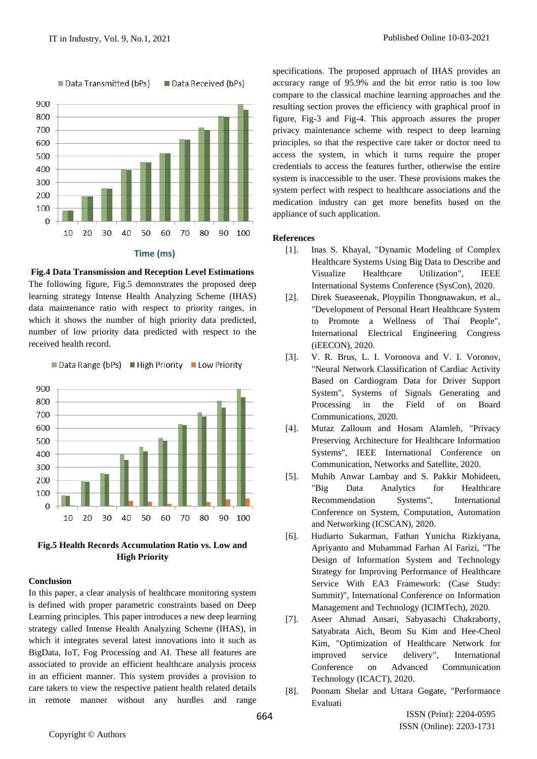**Fig.4 Data Transmission and Reception Level Estimations**

The following figure, Fig.5 demonstrates the proposed deep learning strategy Intense Health Analyzing Scheme (IHAS) data maintenance ratio with respect to priority ranges, in which it shows the number of high priority data predicted, number of low priority data predicted with respect to the received health record.

**Fig.5 Health Records Accumulation Ratio vs. Low and High Priority**

## Conclusion

In this paper, a clear analysis of healthcare monitoring system is defined with proper parametric constraints based on Deep Learning principles. This paper introduces a new deep learning strategy called Intense Health Analyzing Scheme (IHAS), in which it integrates several latest innovations into it such as BigData, IoT, Fog Processing and AI. These all features are associated to provide an efficient healthcare analysis process in an efficient manner. This system provides a provision to care takers to view the respective patient health related details in remote manner without any hurdles and range specifications. The proposed approach of IHAS provides an accuracy range of 95.9% and the bit error ratio is too low compare to the classical machine learning approaches and the resulting section proves the efficiency with graphical proof in figure, Fig-3 and Fig-4. This approach assures the proper privacy maintenance scheme with respect to deep learning principles, so that the respective care taker or doctor need to access the system, in which it turns require the proper credentials to access the features further, otherwise the entire system is inaccessible to the user. These provisions makes the system perfect with respect to healthcare associations and the medication industry can get more benefits based on the appliance of such application.

## References

[1]. Inas S. Khayal, "Dynamic Modeling of Complex Healthcare Systems Using Big Data to Describe and Visualize Healthcare Utilization", IEEE International Systems Conference (SysCon), 2020.

[2]. Direk Sueaseenak, Ploypilin Thongnawakun, et al., "Development of Personal Heart Healthcare System to Promote a Wellness of Thai People", International Electrical Engineering Congress (iEECON), 2020.

[3]. V. R. Brus, L. I. Voronova and V. I. Voronov, "Neural Network Classification of Cardiac Activity Based on Cardiogram Data for Driver Support System", Systems of Signals Generating and Processing in the Field of on Board Communications, 2020.

[4]. Mutaz Zalloum and Hosam Alamleh, "Privacy Preserving Architecture for Healthcare Information Systems", IEEE International Conference on Communication, Networks and Satellite, 2020.

[5]. Muhib Anwar Lambay and S. Pakkir Mohideen, "Big Data Analytics for Healthcare Recommendation Systems", International Conference on System, Computation, Automation and Networking (ICSCAN), 2020.

[6]. Hudiarto Sukarman, Fathan Yunicha Rizkiyana, Apriyanto and Muhammad Farhan Al Farizi, "The Design of Information System and Technology Strategy for Improving Performance of Healthcare Service With EA3 Framework: (Case Study: Summit)", International Conference on Information Management and Technology (ICIMTech), 2020.

[7]. Aseer Ahmad Ansari, Sabyasachi Chakraborty, Satyabrata Aich, Beom Su Kim and Hee-Cheol Kim, "Optimization of Healthcare Network for improved service delivery", International Conference on Advanced Communication Technology (ICACT), 2020.

[8]. Poonam Shelar and Uttara Gogate, "Performance Evaluati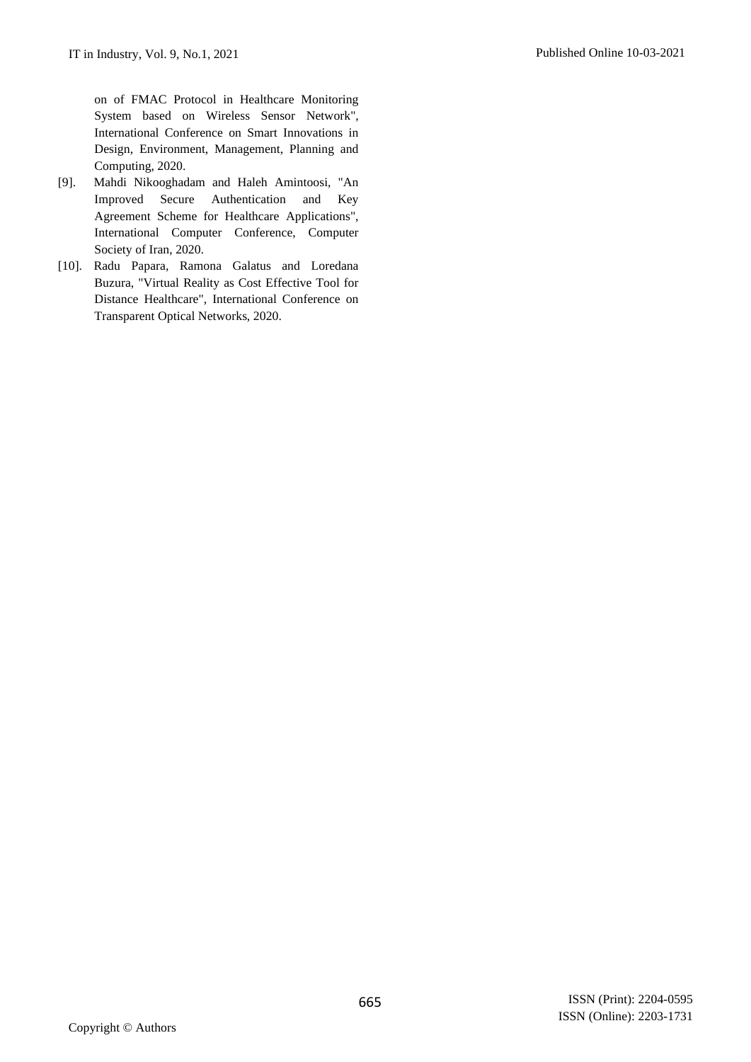on of FMAC Protocol in Healthcare Monitoring System based on Wireless Sensor Network", International Conference on Smart Innovations in Design, Environment, Management, Planning and Computing, 2020.

[9]. Mahdi Nikooghadam and Haleh Amintoosi, "An Improved Secure Authentication and Key Agreement Scheme for Healthcare Applications", International Computer Conference, Computer Society of Iran, 2020.

[10]. Radu Papara, Ramona Galatus and Loredana Buzura, "Virtual Reality as Cost Effective Tool for Distance Healthcare", International Conference on Transparent Optical Networks, 2020.